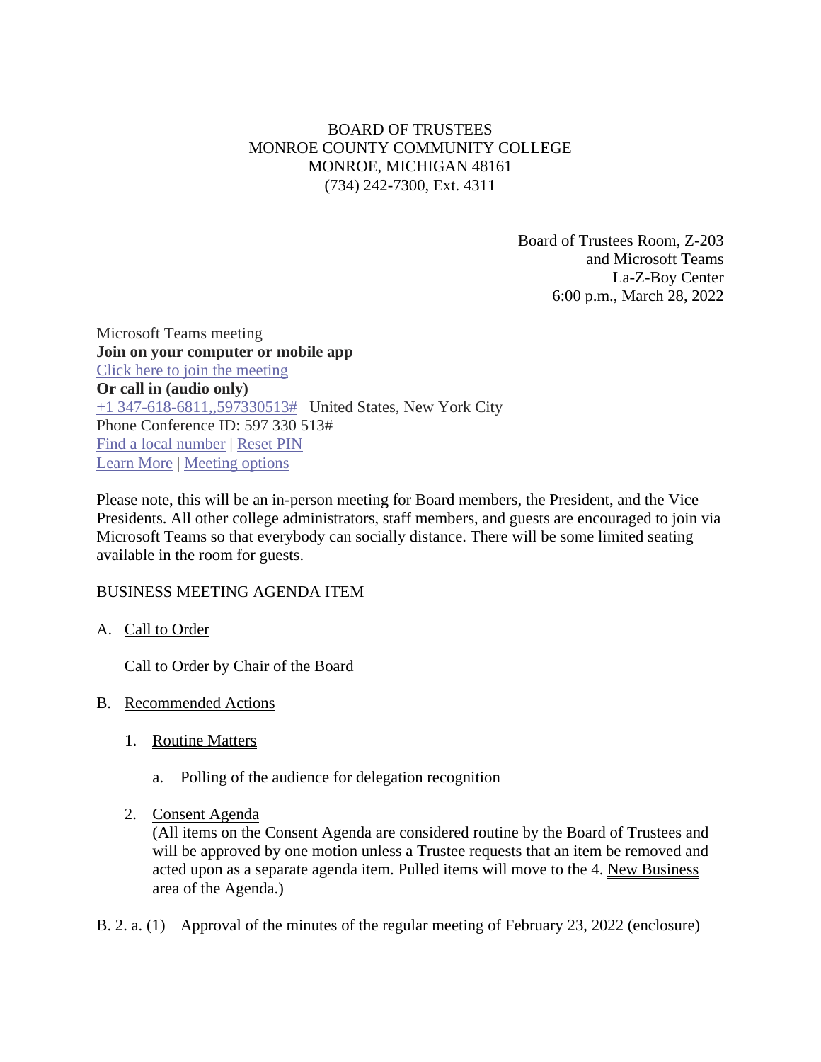BOARD OF TRUSTEES
MONROE COUNTY COMMUNITY COLLEGE
MONROE, MICHIGAN 48161
(734) 242-7300, Ext. 4311

Board of Trustees Room, Z-203
and Microsoft Teams
La-Z-Boy Center
6:00 p.m., March 28, 2022

Microsoft Teams meeting
**Join on your computer or mobile app**
Click here to join the meeting
**Or call in (audio only)**
+1 347-618-6811,,597330513#   United States, New York City
Phone Conference ID: 597 330 513#
Find a local number | Reset PIN
Learn More | Meeting options

Please note, this will be an in-person meeting for Board members, the President, and the Vice Presidents. All other college administrators, staff members, and guests are encouraged to join via Microsoft Teams so that everybody can socially distance. There will be some limited seating available in the room for guests.

BUSINESS MEETING AGENDA ITEM

A. Call to Order

Call to Order by Chair of the Board

B. Recommended Actions

1. Routine Matters

   a. Polling of the audience for delegation recognition

2. Consent Agenda
   (All items on the Consent Agenda are considered routine by the Board of Trustees and will be approved by one motion unless a Trustee requests that an item be removed and acted upon as a separate agenda item. Pulled items will move to the 4. New Business area of the Agenda.)

B. 2. a. (1)   Approval of the minutes of the regular meeting of February 23, 2022 (enclosure)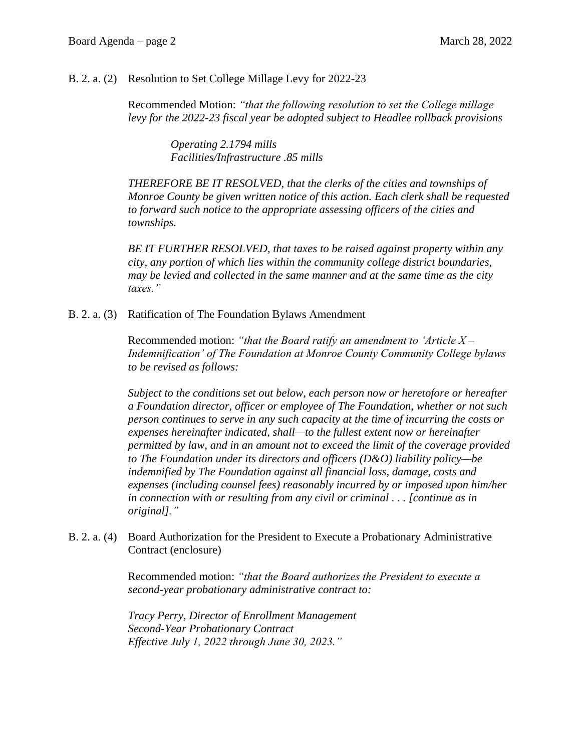B. 2. a. (2) Resolution to Set College Millage Levy for 2022-23

Recommended Motion: *"that the following resolution to set the College millage levy for the 2022-23 fiscal year be adopted subject to Headlee rollback provisions*

*Operating 2.1794 mills*
*Facilities/Infrastructure .85 mills*

*THEREFORE BE IT RESOLVED, that the clerks of the cities and townships of Monroe County be given written notice of this action. Each clerk shall be requested to forward such notice to the appropriate assessing officers of the cities and townships.*

*BE IT FURTHER RESOLVED, that taxes to be raised against property within any city, any portion of which lies within the community college district boundaries, may be levied and collected in the same manner and at the same time as the city taxes."*

B. 2. a. (3) Ratification of The Foundation Bylaws Amendment

Recommended motion: *"that the Board ratify an amendment to 'Article X – Indemnification' of The Foundation at Monroe County Community College bylaws to be revised as follows:*

*Subject to the conditions set out below, each person now or heretofore or hereafter a Foundation director, officer or employee of The Foundation, whether or not such person continues to serve in any such capacity at the time of incurring the costs or expenses hereinafter indicated, shall—to the fullest extent now or hereinafter permitted by law, and in an amount not to exceed the limit of the coverage provided to The Foundation under its directors and officers (D&O) liability policy—be indemnified by The Foundation against all financial loss, damage, costs and expenses (including counsel fees) reasonably incurred by or imposed upon him/her in connection with or resulting from any civil or criminal . . . [continue as in original]."*

B. 2. a. (4) Board Authorization for the President to Execute a Probationary Administrative Contract (enclosure)

Recommended motion: *"that the Board authorizes the President to execute a second-year probationary administrative contract to:*

*Tracy Perry, Director of Enrollment Management*
*Second-Year Probationary Contract*
*Effective July 1, 2022 through June 30, 2023."*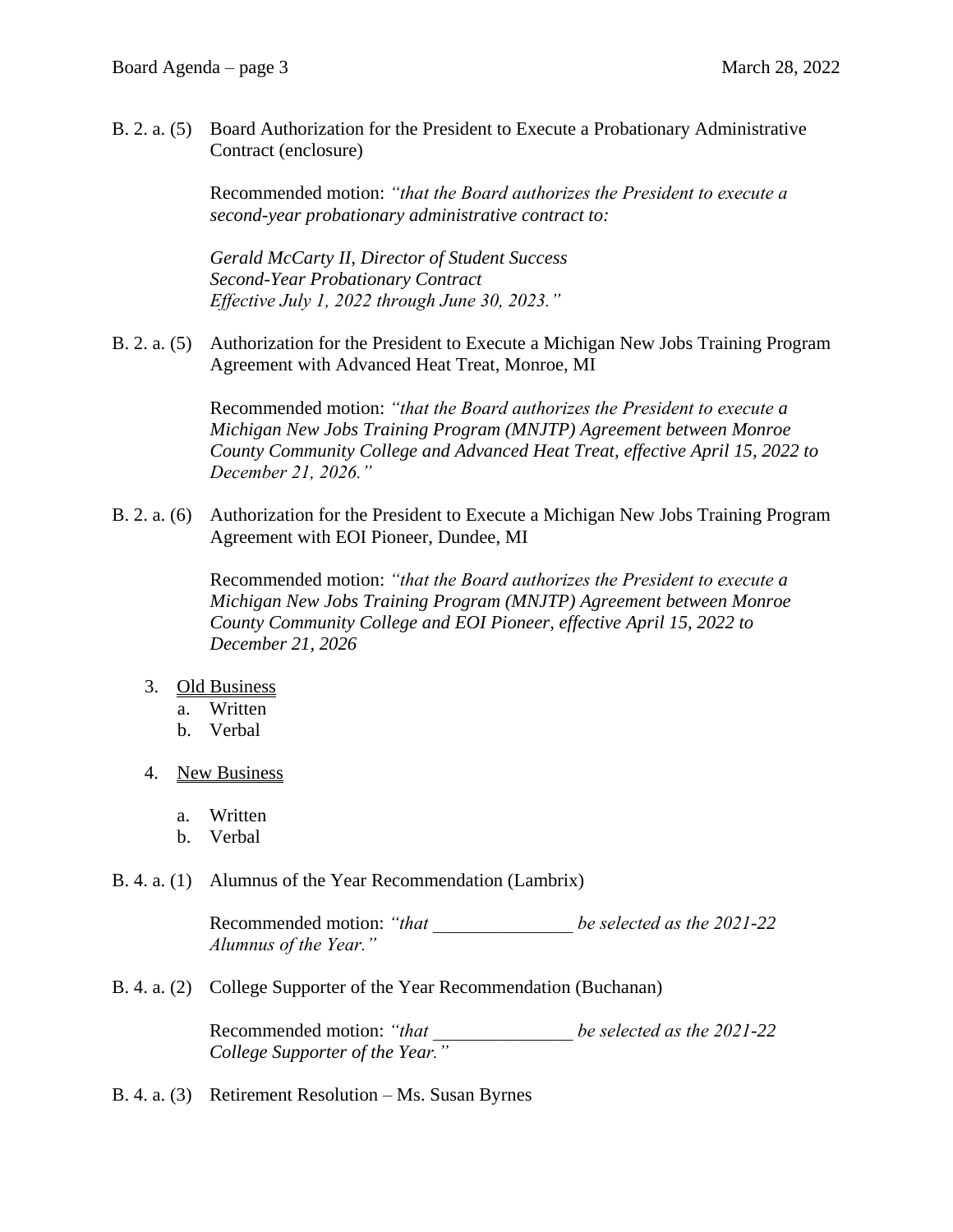B. 2. a. (5) Board Authorization for the President to Execute a Probationary Administrative Contract (enclosure)

Recommended motion: *"that the Board authorizes the President to execute a second-year probationary administrative contract to:*

*Gerald McCarty II, Director of Student Success*
*Second-Year Probationary Contract*
*Effective July 1, 2022 through June 30, 2023."*

B. 2. a. (5) Authorization for the President to Execute a Michigan New Jobs Training Program Agreement with Advanced Heat Treat, Monroe, MI

Recommended motion: *"that the Board authorizes the President to execute a Michigan New Jobs Training Program (MNJTP) Agreement between Monroe County Community College and Advanced Heat Treat, effective April 15, 2022 to December 21, 2026."*

B. 2. a. (6) Authorization for the President to Execute a Michigan New Jobs Training Program Agreement with EOI Pioneer, Dundee, MI

Recommended motion: *"that the Board authorizes the President to execute a Michigan New Jobs Training Program (MNJTP) Agreement between Monroe County Community College and EOI Pioneer, effective April 15, 2022 to December 21, 2026*

3. Old Business
   a. Written
   b. Verbal

4. New Business
   a. Written
   b. Verbal

B. 4. a. (1) Alumnus of the Year Recommendation (Lambrix)

Recommended motion: *"that _______________ be selected as the 2021-22 Alumnus of the Year."*

B. 4. a. (2) College Supporter of the Year Recommendation (Buchanan)

Recommended motion: *"that _______________ be selected as the 2021-22 College Supporter of the Year."*

B. 4. a. (3) Retirement Resolution – Ms. Susan Byrnes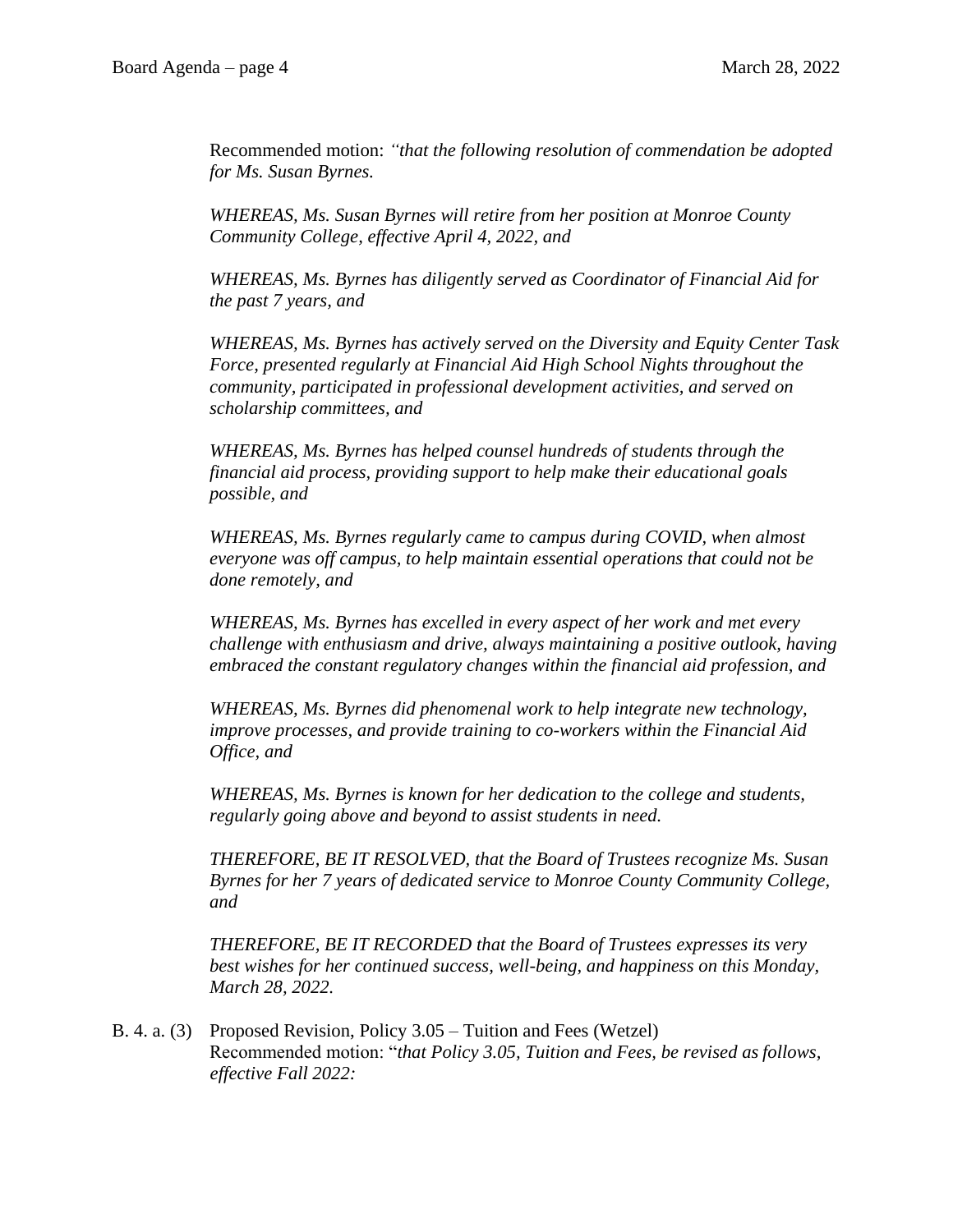Recommended motion: *"that the following resolution of commendation be adopted for Ms. Susan Byrnes.*

*WHEREAS, Ms. Susan Byrnes will retire from her position at Monroe County Community College, effective April 4, 2022, and*

*WHEREAS, Ms. Byrnes has diligently served as Coordinator of Financial Aid for the past 7 years, and*

*WHEREAS, Ms. Byrnes has actively served on the Diversity and Equity Center Task Force, presented regularly at Financial Aid High School Nights throughout the community, participated in professional development activities, and served on scholarship committees, and*

*WHEREAS, Ms. Byrnes has helped counsel hundreds of students through the financial aid process, providing support to help make their educational goals possible, and*

*WHEREAS, Ms. Byrnes regularly came to campus during COVID, when almost everyone was off campus, to help maintain essential operations that could not be done remotely, and*

*WHEREAS, Ms. Byrnes has excelled in every aspect of her work and met every challenge with enthusiasm and drive, always maintaining a positive outlook, having embraced the constant regulatory changes within the financial aid profession, and*

*WHEREAS, Ms. Byrnes did phenomenal work to help integrate new technology, improve processes, and provide training to co-workers within the Financial Aid Office, and*

*WHEREAS, Ms. Byrnes is known for her dedication to the college and students, regularly going above and beyond to assist students in need.*

*THEREFORE, BE IT RESOLVED, that the Board of Trustees recognize Ms. Susan Byrnes for her 7 years of dedicated service to Monroe County Community College, and*

*THEREFORE, BE IT RECORDED that the Board of Trustees expresses its very best wishes for her continued success, well-being, and happiness on this Monday, March 28, 2022.*

B. 4. a. (3) Proposed Revision, Policy 3.05 – Tuition and Fees (Wetzel)
Recommended motion: "*that Policy 3.05, Tuition and Fees, be revised as follows, effective Fall 2022:*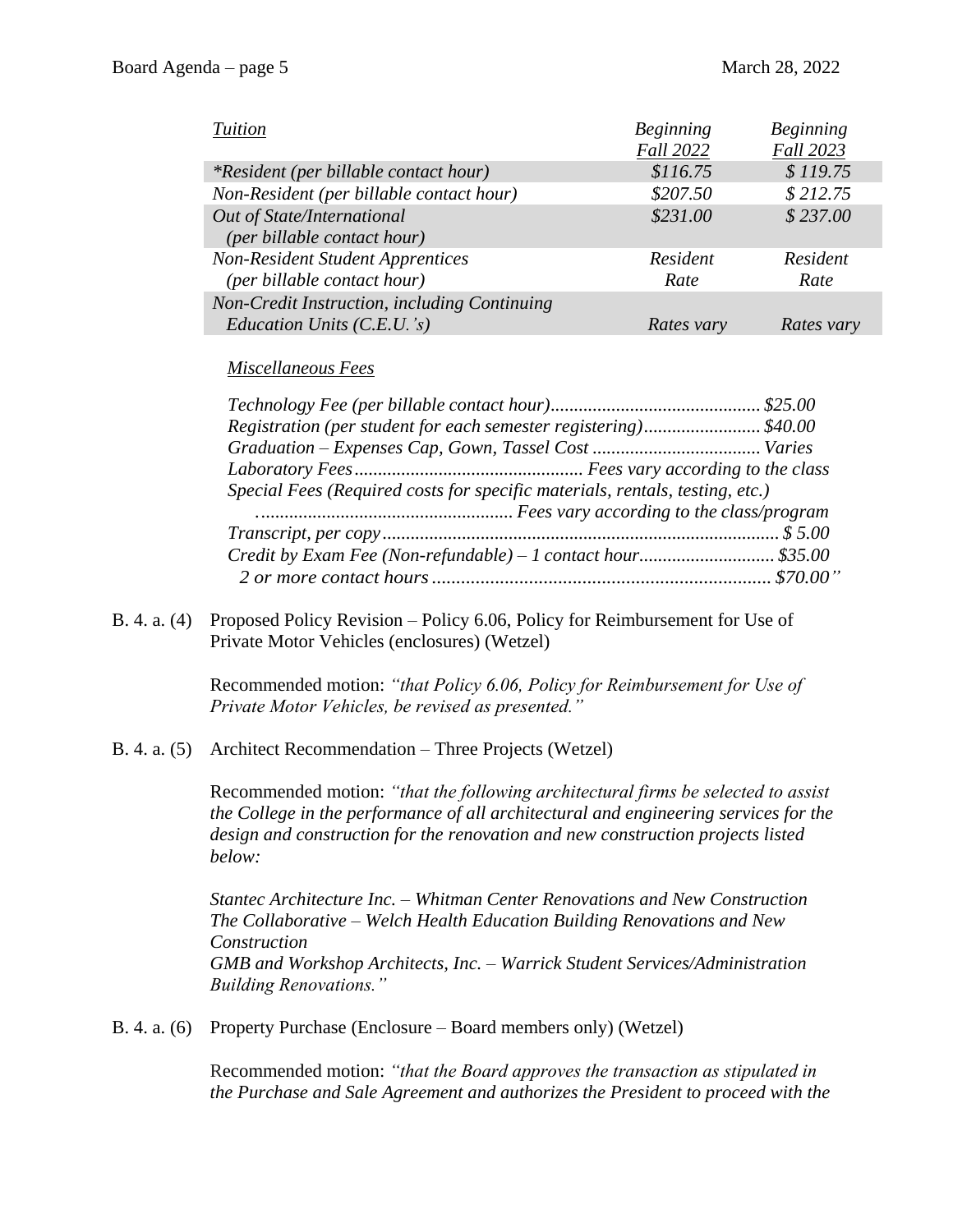| *Tuition* | *Beginning Fall 2022* | *Beginning Fall 2023* |
|---|---|---|
| *\*Resident (per billable contact hour)* | *$116.75* | *$ 119.75* |
| *Non-Resident (per billable contact hour)* | *$207.50* | *$ 212.75* |
| *Out of State/International (per billable contact hour)* | *$231.00* | *$ 237.00* |
| *Non-Resident Student Apprentices (per billable contact hour)* | *Resident Rate* | *Resident Rate* |
| *Non-Credit Instruction, including Continuing Education Units (C.E.U.'s)* | *Rates vary* | *Rates vary* |

*Miscellaneous Fees*

*Technology Fee (per billable contact hour)............................................ $25.00*
*Registration (per student for each semester registering)......................... $40.00*
*Graduation – Expenses Cap, Gown, Tassel Cost .................................... Varies*
*Laboratory Fees................................................ Fees vary according to the class*
*Special Fees (Required costs for specific materials, rentals, testing, etc.)*
*...................................................... Fees vary according to the class/program*
*Transcript, per copy.................................................................................... $ 5.00*
*Credit by Exam Fee (Non-refundable) – 1 contact hour............................ $35.00*
*2 or more contact hours ....................................................................... $70.00"*

B. 4. a. (4) Proposed Policy Revision – Policy 6.06, Policy for Reimbursement for Use of Private Motor Vehicles (enclosures) (Wetzel)

Recommended motion: *"that Policy 6.06, Policy for Reimbursement for Use of Private Motor Vehicles, be revised as presented."*

B. 4. a. (5) Architect Recommendation – Three Projects (Wetzel)

Recommended motion: *"that the following architectural firms be selected to assist the College in the performance of all architectural and engineering services for the design and construction for the renovation and new construction projects listed below:*

*Stantec Architecture Inc. – Whitman Center Renovations and New Construction*
*The Collaborative – Welch Health Education Building Renovations and New Construction*
*GMB and Workshop Architects, Inc. – Warrick Student Services/Administration Building Renovations."*

B. 4. a. (6) Property Purchase (Enclosure – Board members only) (Wetzel)

Recommended motion: *"that the Board approves the transaction as stipulated in the Purchase and Sale Agreement and authorizes the President to proceed with the*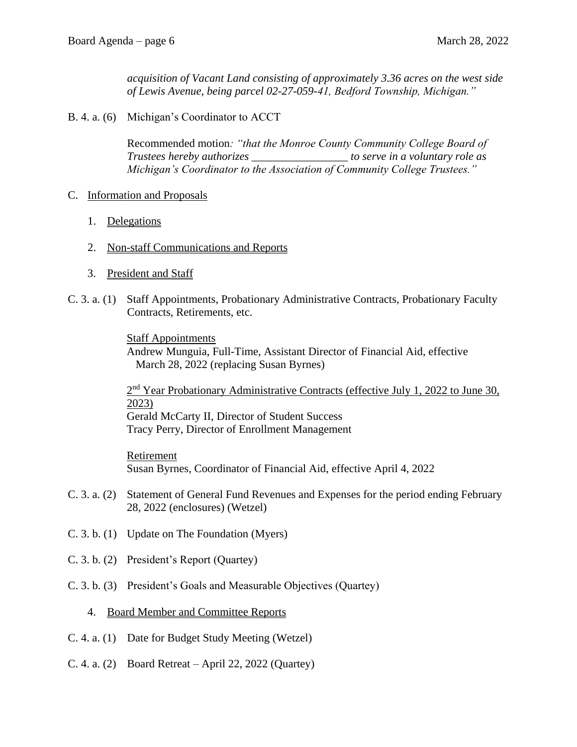*acquisition of Vacant Land consisting of approximately 3.36 acres on the west side of Lewis Avenue, being parcel 02-27-059-41, Bedford Township, Michigan."*

B. 4. a. (6) Michigan's Coordinator to ACCT

Recommended motion*: "that the Monroe County Community College Board of Trustees hereby authorizes _________________ to serve in a voluntary role as Michigan's Coordinator to the Association of Community College Trustees."*

C. Information and Proposals

1. Delegations

2. Non-staff Communications and Reports

3. President and Staff

C. 3. a. (1) Staff Appointments, Probationary Administrative Contracts, Probationary Faculty Contracts, Retirements, etc.

Staff Appointments
Andrew Munguia, Full-Time, Assistant Director of Financial Aid, effective March 28, 2022 (replacing Susan Byrnes)

2nd Year Probationary Administrative Contracts (effective July 1, 2022 to June 30, 2023)
Gerald McCarty II, Director of Student Success
Tracy Perry, Director of Enrollment Management

Retirement
Susan Byrnes, Coordinator of Financial Aid, effective April 4, 2022

C. 3. a. (2) Statement of General Fund Revenues and Expenses for the period ending February 28, 2022 (enclosures) (Wetzel)

C. 3. b. (1) Update on The Foundation (Myers)

C. 3. b. (2) President's Report (Quartey)

C. 3. b. (3) President's Goals and Measurable Objectives (Quartey)

4. Board Member and Committee Reports

C. 4. a. (1) Date for Budget Study Meeting (Wetzel)

C. 4. a. (2) Board Retreat – April 22, 2022 (Quartey)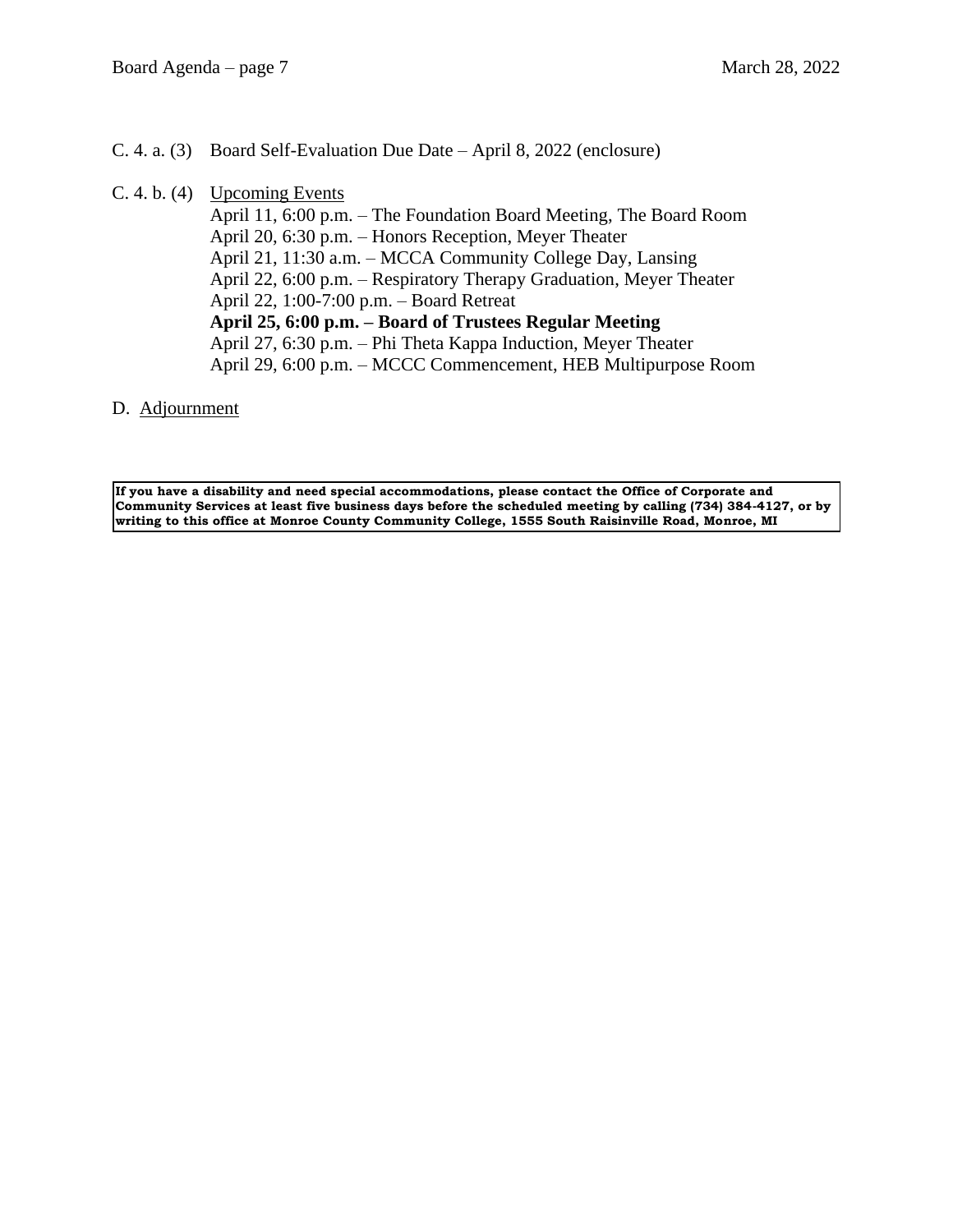C. 4. a. (3) Board Self-Evaluation Due Date – April 8, 2022 (enclosure)

C. 4. b. (4) Upcoming Events

April 11, 6:00 p.m. – The Foundation Board Meeting, The Board Room
April 20, 6:30 p.m. – Honors Reception, Meyer Theater
April 21, 11:30 a.m. – MCCA Community College Day, Lansing
April 22, 6:00 p.m. – Respiratory Therapy Graduation, Meyer Theater
April 22, 1:00-7:00 p.m. – Board Retreat
**April 25, 6:00 p.m. – Board of Trustees Regular Meeting**
April 27, 6:30 p.m. – Phi Theta Kappa Induction, Meyer Theater
April 29, 6:00 p.m. – MCCC Commencement, HEB Multipurpose Room

D. Adjournment

**If you have a disability and need special accommodations, please contact the Office of Corporate and Community Services at least five business days before the scheduled meeting by calling (734) 384-4127, or by writing to this office at Monroe County Community College, 1555 South Raisinville Road, Monroe, MI**